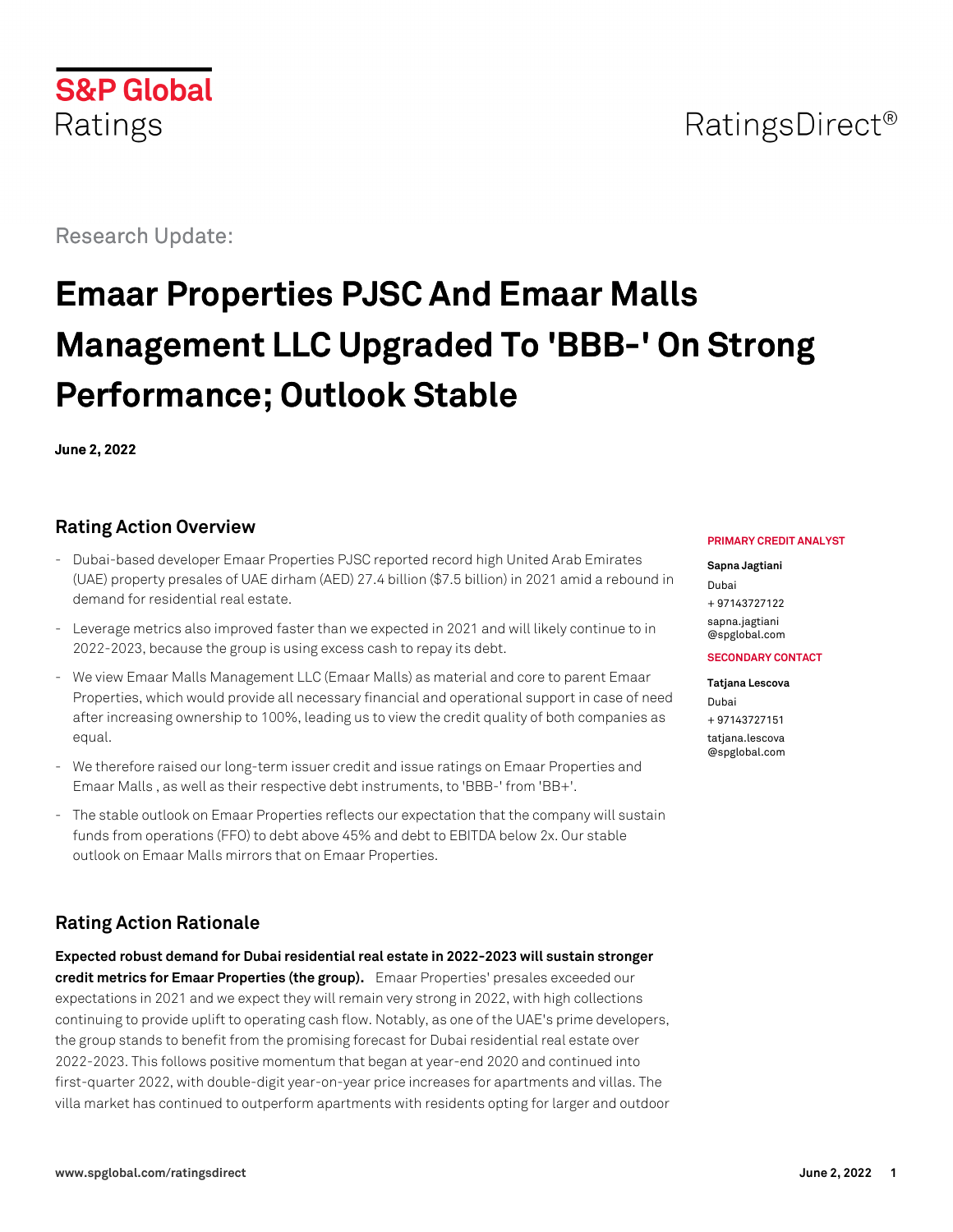S&P Global Ratings

RatingsDirect®

Research Update:

# Emaar Properties PJSC And Emaar Malls Management LLC Upgraded To 'BBB-' On Strong Performance; Outlook Stable

**June 2, 2022**

## Rating Action Overview

- Dubai-based developer Emaar Properties PJSC reported record high United Arab Emirates (UAE) property presales of UAE dirham (AED) 27.4 billion ($7.5 billion) in 2021 amid a rebound in demand for residential real estate.
- Leverage metrics also improved faster than we expected in 2021 and will likely continue to in 2022-2023, because the group is using excess cash to repay its debt.
- We view Emaar Malls Management LLC (Emaar Malls) as material and core to parent Emaar Properties, which would provide all necessary financial and operational support in case of need after increasing ownership to 100%, leading us to view the credit quality of both companies as equal.
- We therefore raised our long-term issuer credit and issue ratings on Emaar Properties and Emaar Malls , as well as their respective debt instruments, to 'BBB-' from 'BB+'.
- The stable outlook on Emaar Properties reflects our expectation that the company will sustain funds from operations (FFO) to debt above 45% and debt to EBITDA below 2x. Our stable outlook on Emaar Malls mirrors that on Emaar Properties.

**PRIMARY CREDIT ANALYST**

**Sapna Jagtiani**
Dubai
+ 97143727122
sapna.jagtiani
@spglobal.com

**SECONDARY CONTACT**

**Tatjana Lescova**
Dubai
+ 97143727151
tatjana.lescova
@spglobal.com

## Rating Action Rationale

**Expected robust demand for Dubai residential real estate in 2022-2023 will sustain stronger credit metrics for Emaar Properties (the group).** Emaar Properties' presales exceeded our expectations in 2021 and we expect they will remain very strong in 2022, with high collections continuing to provide uplift to operating cash flow. Notably, as one of the UAE's prime developers, the group stands to benefit from the promising forecast for Dubai residential real estate over 2022-2023. This follows positive momentum that began at year-end 2020 and continued into first-quarter 2022, with double-digit year-on-year price increases for apartments and villas. The villa market has continued to outperform apartments with residents opting for larger and outdoor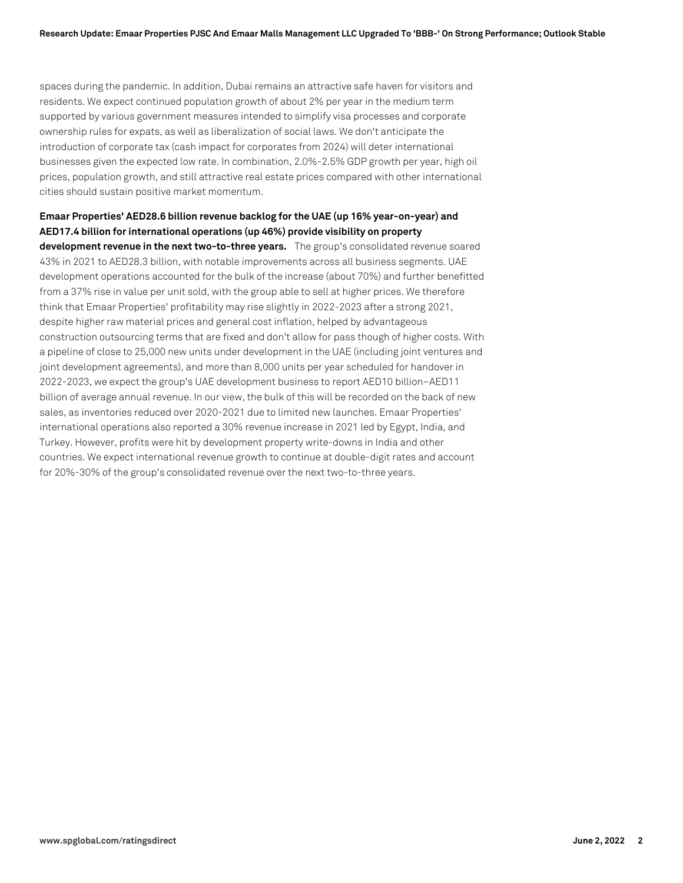spaces during the pandemic. In addition, Dubai remains an attractive safe haven for visitors and residents. We expect continued population growth of about 2% per year in the medium term supported by various government measures intended to simplify visa processes and corporate ownership rules for expats, as well as liberalization of social laws. We don't anticipate the introduction of corporate tax (cash impact for corporates from 2024) will deter international businesses given the expected low rate. In combination, 2.0%-2.5% GDP growth per year, high oil prices, population growth, and still attractive real estate prices compared with other international cities should sustain positive market momentum.

**Emaar Properties' AED28.6 billion revenue backlog for the UAE (up 16% year-on-year) and AED17.4 billion for international operations (up 46%) provide visibility on property development revenue in the next two-to-three years.** The group's consolidated revenue soared 43% in 2021 to AED28.3 billion, with notable improvements across all business segments. UAE development operations accounted for the bulk of the increase (about 70%) and further benefitted from a 37% rise in value per unit sold, with the group able to sell at higher prices. We therefore think that Emaar Properties' profitability may rise slightly in 2022-2023 after a strong 2021, despite higher raw material prices and general cost inflation, helped by advantageous construction outsourcing terms that are fixed and don't allow for pass though of higher costs. With a pipeline of close to 25,000 new units under development in the UAE (including joint ventures and joint development agreements), and more than 8,000 units per year scheduled for handover in 2022-2023, we expect the group's UAE development business to report AED10 billion–AED11 billion of average annual revenue. In our view, the bulk of this will be recorded on the back of new sales, as inventories reduced over 2020-2021 due to limited new launches. Emaar Properties' international operations also reported a 30% revenue increase in 2021 led by Egypt, India, and Turkey. However, profits were hit by development property write-downs in India and other countries. We expect international revenue growth to continue at double-digit rates and account for 20%-30% of the group's consolidated revenue over the next two-to-three years.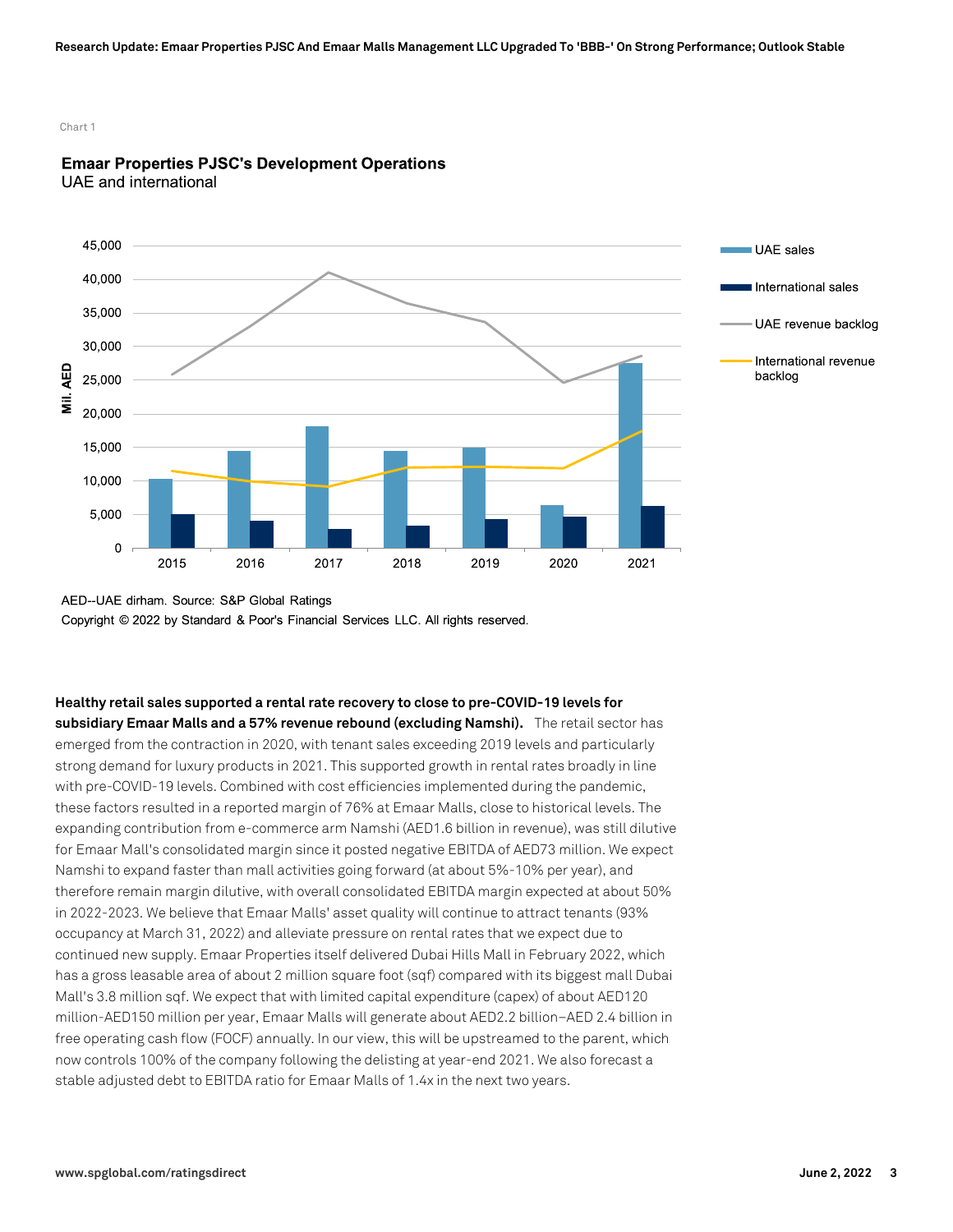Chart 1

**Emaar Properties PJSC's Development Operations**
UAE and international

AED--UAE dirham. Source: S&P Global Ratings

Copyright © 2022 by Standard & Poor's Financial Services LLC. All rights reserved.

**Healthy retail sales supported a rental rate recovery to close to pre-COVID-19 levels for subsidiary Emaar Malls and a 57% revenue rebound (excluding Namshi).** The retail sector has emerged from the contraction in 2020, with tenant sales exceeding 2019 levels and particularly strong demand for luxury products in 2021. This supported growth in rental rates broadly in line with pre-COVID-19 levels. Combined with cost efficiencies implemented during the pandemic, these factors resulted in a reported margin of 76% at Emaar Malls, close to historical levels. The expanding contribution from e-commerce arm Namshi (AED1.6 billion in revenue), was still dilutive for Emaar Mall's consolidated margin since it posted negative EBITDA of AED73 million. We expect Namshi to expand faster than mall activities going forward (at about 5%-10% per year), and therefore remain margin dilutive, with overall consolidated EBITDA margin expected at about 50% in 2022-2023. We believe that Emaar Malls' asset quality will continue to attract tenants (93% occupancy at March 31, 2022) and alleviate pressure on rental rates that we expect due to continued new supply. Emaar Properties itself delivered Dubai Hills Mall in February 2022, which has a gross leasable area of about 2 million square foot (sqf) compared with its biggest mall Dubai Mall's 3.8 million sqf. We expect that with limited capital expenditure (capex) of about AED120 million-AED150 million per year, Emaar Malls will generate about AED2.2 billion–AED 2.4 billion in free operating cash flow (FOCF) annually. In our view, this will be upstreamed to the parent, which now controls 100% of the company following the delisting at year-end 2021. We also forecast a stable adjusted debt to EBITDA ratio for Emaar Malls of 1.4x in the next two years.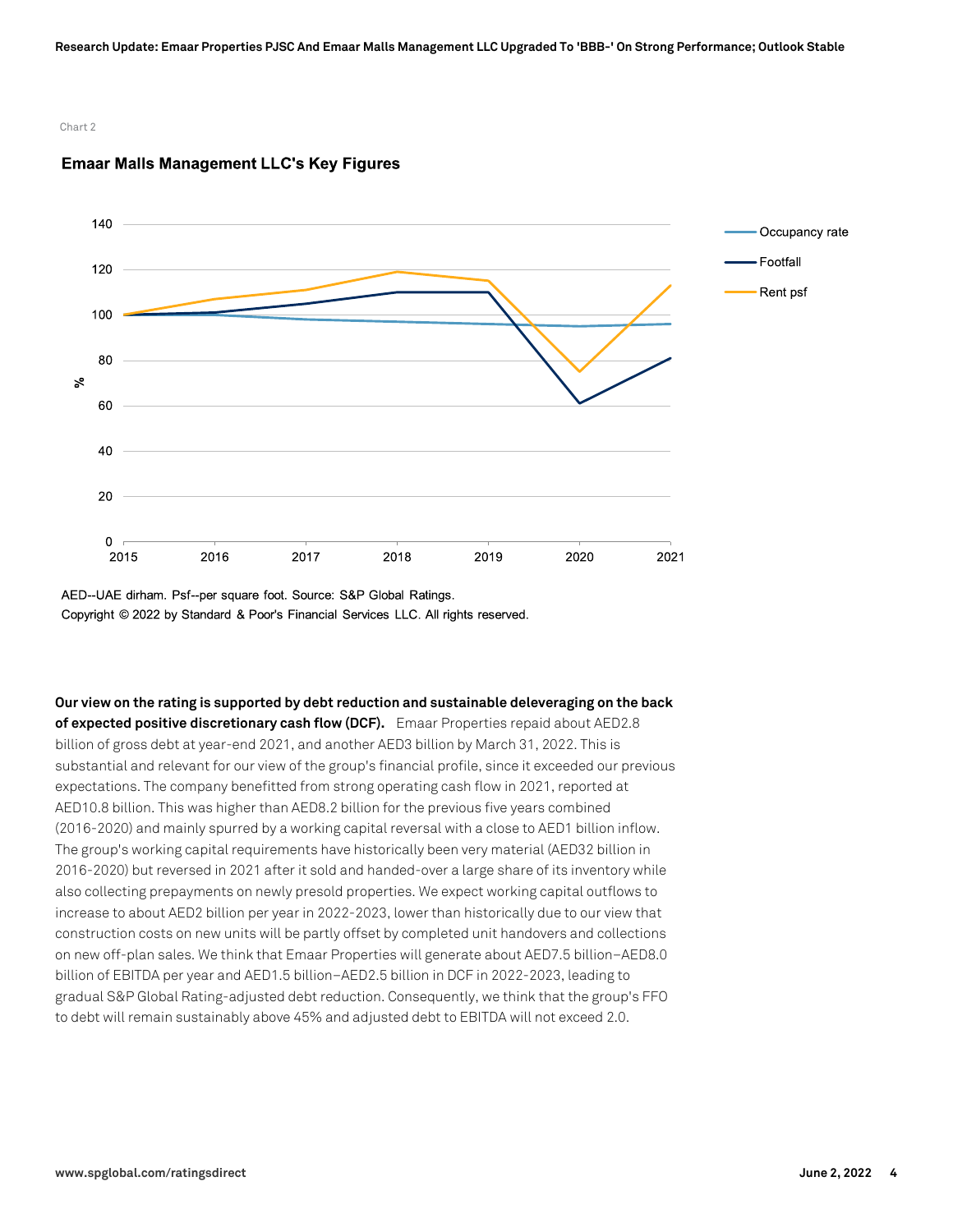Chart 2

**Emaar Malls Management LLC's Key Figures**

AED--UAE dirham. Psf--per square foot. Source: S&P Global Ratings.

Copyright © 2022 by Standard & Poor's Financial Services LLC. All rights reserved.

**Our view on the rating is supported by debt reduction and sustainable deleveraging on the back of expected positive discretionary cash flow (DCF).** Emaar Properties repaid about AED2.8 billion of gross debt at year-end 2021, and another AED3 billion by March 31, 2022. This is substantial and relevant for our view of the group's financial profile, since it exceeded our previous expectations. The company benefitted from strong operating cash flow in 2021, reported at AED10.8 billion. This was higher than AED8.2 billion for the previous five years combined (2016-2020) and mainly spurred by a working capital reversal with a close to AED1 billion inflow. The group's working capital requirements have historically been very material (AED32 billion in 2016-2020) but reversed in 2021 after it sold and handed-over a large share of its inventory while also collecting prepayments on newly presold properties. We expect working capital outflows to increase to about AED2 billion per year in 2022-2023, lower than historically due to our view that construction costs on new units will be partly offset by completed unit handovers and collections on new off-plan sales. We think that Emaar Properties will generate about AED7.5 billion–AED8.0 billion of EBITDA per year and AED1.5 billion–AED2.5 billion in DCF in 2022-2023, leading to gradual S&P Global Rating-adjusted debt reduction. Consequently, we think that the group's FFO to debt will remain sustainably above 45% and adjusted debt to EBITDA will not exceed 2.0.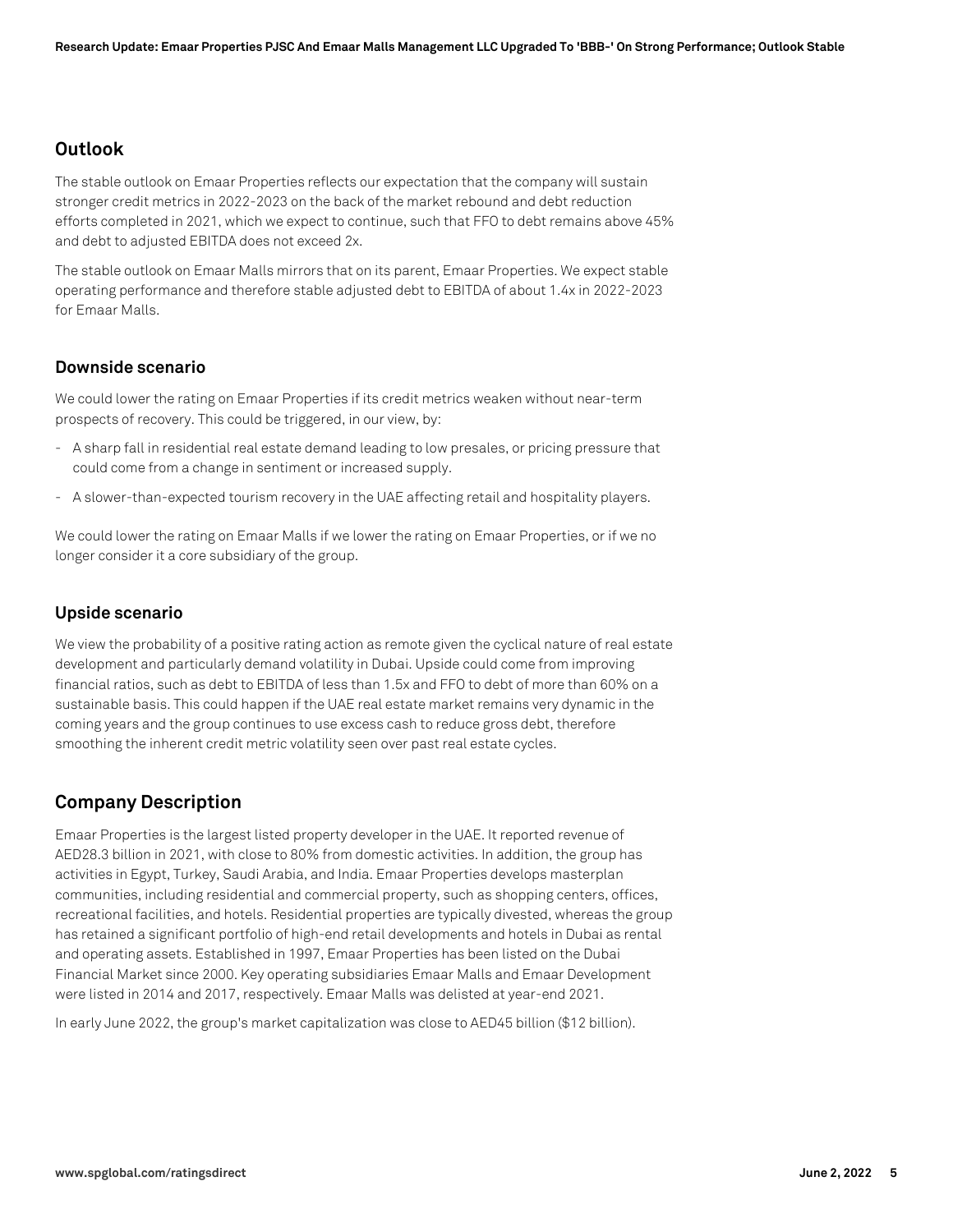## Outlook

The stable outlook on Emaar Properties reflects our expectation that the company will sustain stronger credit metrics in 2022-2023 on the back of the market rebound and debt reduction efforts completed in 2021, which we expect to continue, such that FFO to debt remains above 45% and debt to adjusted EBITDA does not exceed 2x.

The stable outlook on Emaar Malls mirrors that on its parent, Emaar Properties. We expect stable operating performance and therefore stable adjusted debt to EBITDA of about 1.4x in 2022-2023 for Emaar Malls.

### Downside scenario

We could lower the rating on Emaar Properties if its credit metrics weaken without near-term prospects of recovery. This could be triggered, in our view, by:

- A sharp fall in residential real estate demand leading to low presales, or pricing pressure that could come from a change in sentiment or increased supply.
- A slower-than-expected tourism recovery in the UAE affecting retail and hospitality players.

We could lower the rating on Emaar Malls if we lower the rating on Emaar Properties, or if we no longer consider it a core subsidiary of the group.

### Upside scenario

We view the probability of a positive rating action as remote given the cyclical nature of real estate development and particularly demand volatility in Dubai. Upside could come from improving financial ratios, such as debt to EBITDA of less than 1.5x and FFO to debt of more than 60% on a sustainable basis. This could happen if the UAE real estate market remains very dynamic in the coming years and the group continues to use excess cash to reduce gross debt, therefore smoothing the inherent credit metric volatility seen over past real estate cycles.

## Company Description

Emaar Properties is the largest listed property developer in the UAE. It reported revenue of AED28.3 billion in 2021, with close to 80% from domestic activities. In addition, the group has activities in Egypt, Turkey, Saudi Arabia, and India. Emaar Properties develops masterplan communities, including residential and commercial property, such as shopping centers, offices, recreational facilities, and hotels. Residential properties are typically divested, whereas the group has retained a significant portfolio of high-end retail developments and hotels in Dubai as rental and operating assets. Established in 1997, Emaar Properties has been listed on the Dubai Financial Market since 2000. Key operating subsidiaries Emaar Malls and Emaar Development were listed in 2014 and 2017, respectively. Emaar Malls was delisted at year-end 2021.

In early June 2022, the group's market capitalization was close to AED45 billion ($12 billion).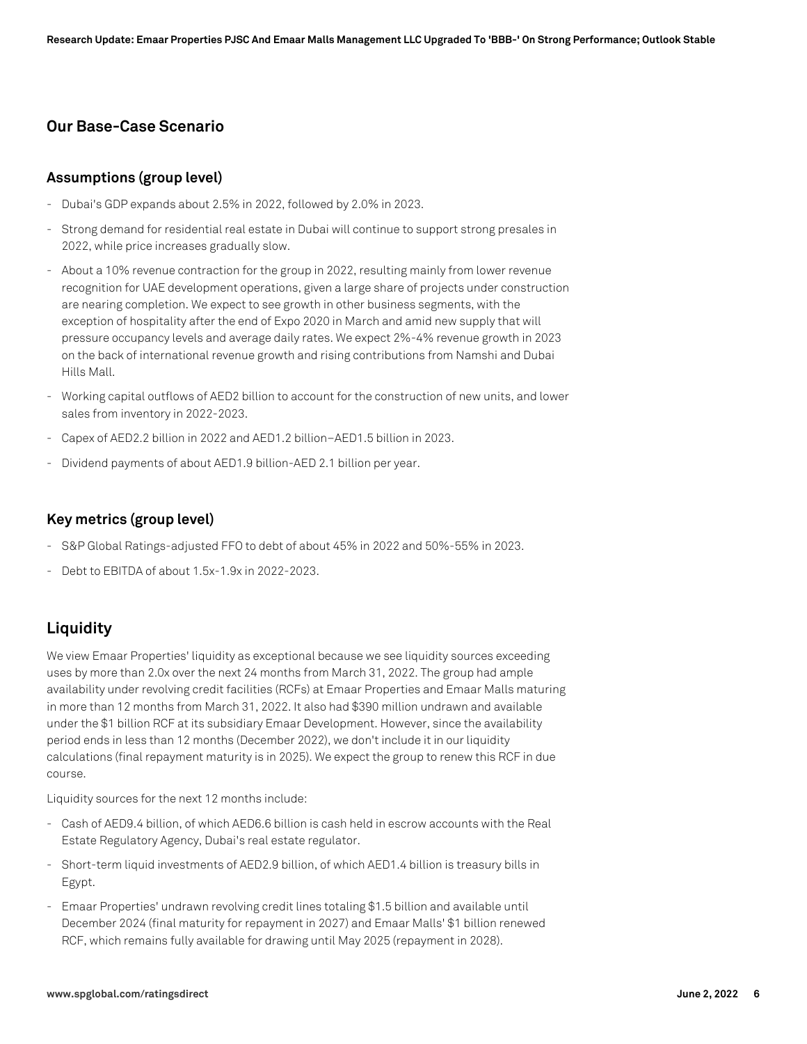## Our Base-Case Scenario

### Assumptions (group level)

- Dubai's GDP expands about 2.5% in 2022, followed by 2.0% in 2023.
- Strong demand for residential real estate in Dubai will continue to support strong presales in 2022, while price increases gradually slow.
- About a 10% revenue contraction for the group in 2022, resulting mainly from lower revenue recognition for UAE development operations, given a large share of projects under construction are nearing completion. We expect to see growth in other business segments, with the exception of hospitality after the end of Expo 2020 in March and amid new supply that will pressure occupancy levels and average daily rates. We expect 2%-4% revenue growth in 2023 on the back of international revenue growth and rising contributions from Namshi and Dubai Hills Mall.
- Working capital outflows of AED2 billion to account for the construction of new units, and lower sales from inventory in 2022-2023.
- Capex of AED2.2 billion in 2022 and AED1.2 billion–AED1.5 billion in 2023.
- Dividend payments of about AED1.9 billion-AED 2.1 billion per year.

### Key metrics (group level)

- S&P Global Ratings-adjusted FFO to debt of about 45% in 2022 and 50%-55% in 2023.
- Debt to EBITDA of about 1.5x-1.9x in 2022-2023.

## Liquidity

We view Emaar Properties' liquidity as exceptional because we see liquidity sources exceeding uses by more than 2.0x over the next 24 months from March 31, 2022. The group had ample availability under revolving credit facilities (RCFs) at Emaar Properties and Emaar Malls maturing in more than 12 months from March 31, 2022. It also had $390 million undrawn and available under the $1 billion RCF at its subsidiary Emaar Development. However, since the availability period ends in less than 12 months (December 2022), we don't include it in our liquidity calculations (final repayment maturity is in 2025). We expect the group to renew this RCF in due course.

Liquidity sources for the next 12 months include:

- Cash of AED9.4 billion, of which AED6.6 billion is cash held in escrow accounts with the Real Estate Regulatory Agency, Dubai's real estate regulator.
- Short-term liquid investments of AED2.9 billion, of which AED1.4 billion is treasury bills in Egypt.
- Emaar Properties' undrawn revolving credit lines totaling $1.5 billion and available until December 2024 (final maturity for repayment in 2027) and Emaar Malls' $1 billion renewed RCF, which remains fully available for drawing until May 2025 (repayment in 2028).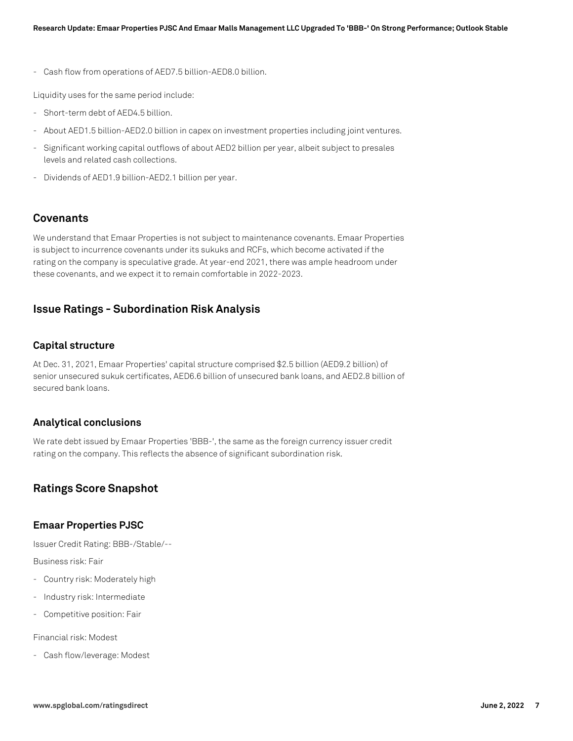- Cash flow from operations of AED7.5 billion-AED8.0 billion.

Liquidity uses for the same period include:

- Short-term debt of AED4.5 billion.
- About AED1.5 billion-AED2.0 billion in capex on investment properties including joint ventures.
- Significant working capital outflows of about AED2 billion per year, albeit subject to presales levels and related cash collections.
- Dividends of AED1.9 billion-AED2.1 billion per year.

## Covenants

We understand that Emaar Properties is not subject to maintenance covenants. Emaar Properties is subject to incurrence covenants under its sukuks and RCFs, which become activated if the rating on the company is speculative grade. At year-end 2021, there was ample headroom under these covenants, and we expect it to remain comfortable in 2022-2023.

## Issue Ratings - Subordination Risk Analysis

### Capital structure

At Dec. 31, 2021, Emaar Properties' capital structure comprised $2.5 billion (AED9.2 billion) of senior unsecured sukuk certificates, AED6.6 billion of unsecured bank loans, and AED2.8 billion of secured bank loans.

### Analytical conclusions

We rate debt issued by Emaar Properties 'BBB-', the same as the foreign currency issuer credit rating on the company. This reflects the absence of significant subordination risk.

## Ratings Score Snapshot

### Emaar Properties PJSC

Issuer Credit Rating: BBB-/Stable/--

Business risk: Fair

- Country risk: Moderately high
- Industry risk: Intermediate
- Competitive position: Fair

Financial risk: Modest

- Cash flow/leverage: Modest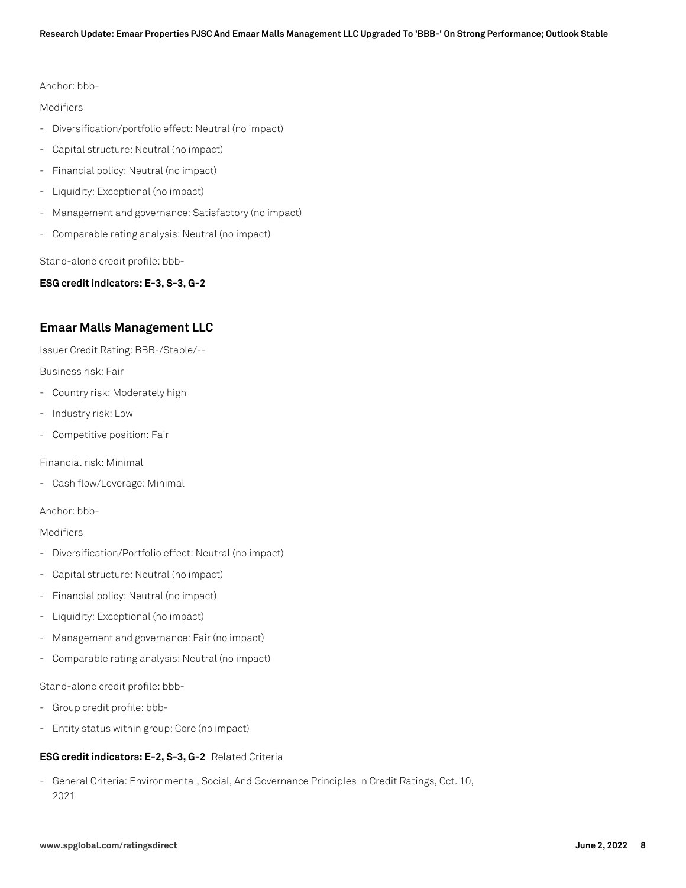Anchor: bbb-

Modifiers

- Diversification/portfolio effect: Neutral (no impact)
- Capital structure: Neutral (no impact)
- Financial policy: Neutral (no impact)
- Liquidity: Exceptional (no impact)
- Management and governance: Satisfactory (no impact)
- Comparable rating analysis: Neutral (no impact)

Stand-alone credit profile: bbb-

**ESG credit indicators: E-3, S-3, G-2**

## Emaar Malls Management LLC

Issuer Credit Rating: BBB-/Stable/--

Business risk: Fair

- Country risk: Moderately high
- Industry risk: Low
- Competitive position: Fair

Financial risk: Minimal

- Cash flow/Leverage: Minimal

Anchor: bbb-

Modifiers

- Diversification/Portfolio effect: Neutral (no impact)
- Capital structure: Neutral (no impact)
- Financial policy: Neutral (no impact)
- Liquidity: Exceptional (no impact)
- Management and governance: Fair (no impact)
- Comparable rating analysis: Neutral (no impact)

Stand-alone credit profile: bbb-

- Group credit profile: bbb-
- Entity status within group: Core (no impact)

**ESG credit indicators: E-2, S-3, G-2**

Related Criteria

- General Criteria: Environmental, Social, And Governance Principles In Credit Ratings, Oct. 10, 2021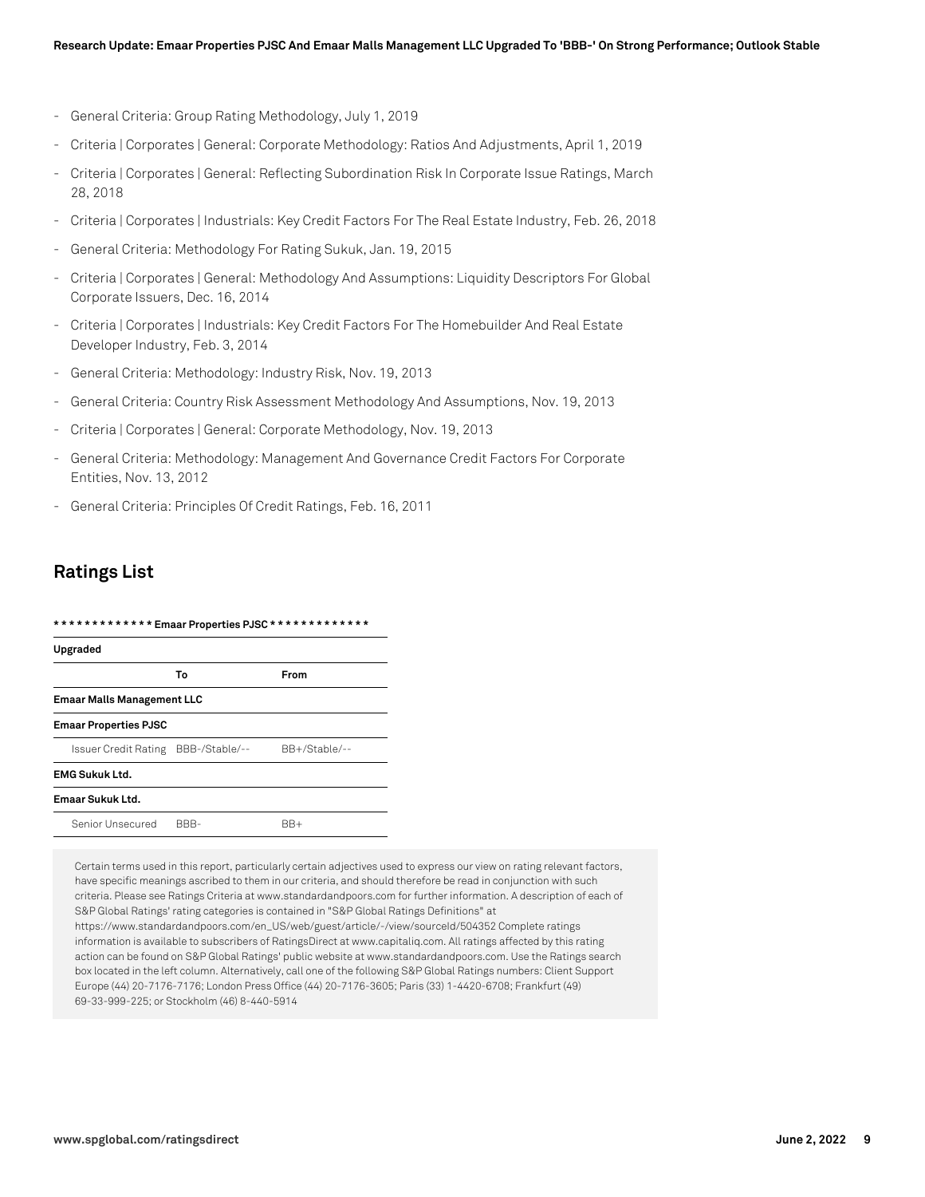- General Criteria: Group Rating Methodology, July 1, 2019
- Criteria | Corporates | General: Corporate Methodology: Ratios And Adjustments, April 1, 2019
- Criteria | Corporates | General: Reflecting Subordination Risk In Corporate Issue Ratings, March 28, 2018
- Criteria | Corporates | Industrials: Key Credit Factors For The Real Estate Industry, Feb. 26, 2018
- General Criteria: Methodology For Rating Sukuk, Jan. 19, 2015
- Criteria | Corporates | General: Methodology And Assumptions: Liquidity Descriptors For Global Corporate Issuers, Dec. 16, 2014
- Criteria | Corporates | Industrials: Key Credit Factors For The Homebuilder And Real Estate Developer Industry, Feb. 3, 2014
- General Criteria: Methodology: Industry Risk, Nov. 19, 2013
- General Criteria: Country Risk Assessment Methodology And Assumptions, Nov. 19, 2013
- Criteria | Corporates | General: Corporate Methodology, Nov. 19, 2013
- General Criteria: Methodology: Management And Governance Credit Factors For Corporate Entities, Nov. 13, 2012
- General Criteria: Principles Of Credit Ratings, Feb. 16, 2011

## Ratings List

| ************* Emaar Properties PJSC ************* | | |
|---|---|---|
| **Upgraded** | | |
| | **To** | **From** |
| **Emaar Malls Management LLC** | | |
| **Emaar Properties PJSC** | | |
| Issuer Credit Rating | BBB-/Stable/-- | BB+/Stable/-- |
| **EMG Sukuk Ltd.** | | |
| **Emaar Sukuk Ltd.** | | |
| Senior Unsecured | BBB- | BB+ |

Certain terms used in this report, particularly certain adjectives used to express our view on rating relevant factors, have specific meanings ascribed to them in our criteria, and should therefore be read in conjunction with such criteria. Please see Ratings Criteria at www.standardandpoors.com for further information. A description of each of S&P Global Ratings' rating categories is contained in "S&P Global Ratings Definitions" at https://www.standardandpoors.com/en_US/web/guest/article/-/view/sourceId/504352 Complete ratings information is available to subscribers of RatingsDirect at www.capitaliq.com. All ratings affected by this rating action can be found on S&P Global Ratings' public website at www.standardandpoors.com. Use the Ratings search box located in the left column. Alternatively, call one of the following S&P Global Ratings numbers: Client Support Europe (44) 20-7176-7176; London Press Office (44) 20-7176-3605; Paris (33) 1-4420-6708; Frankfurt (49) 69-33-999-225; or Stockholm (46) 8-440-5914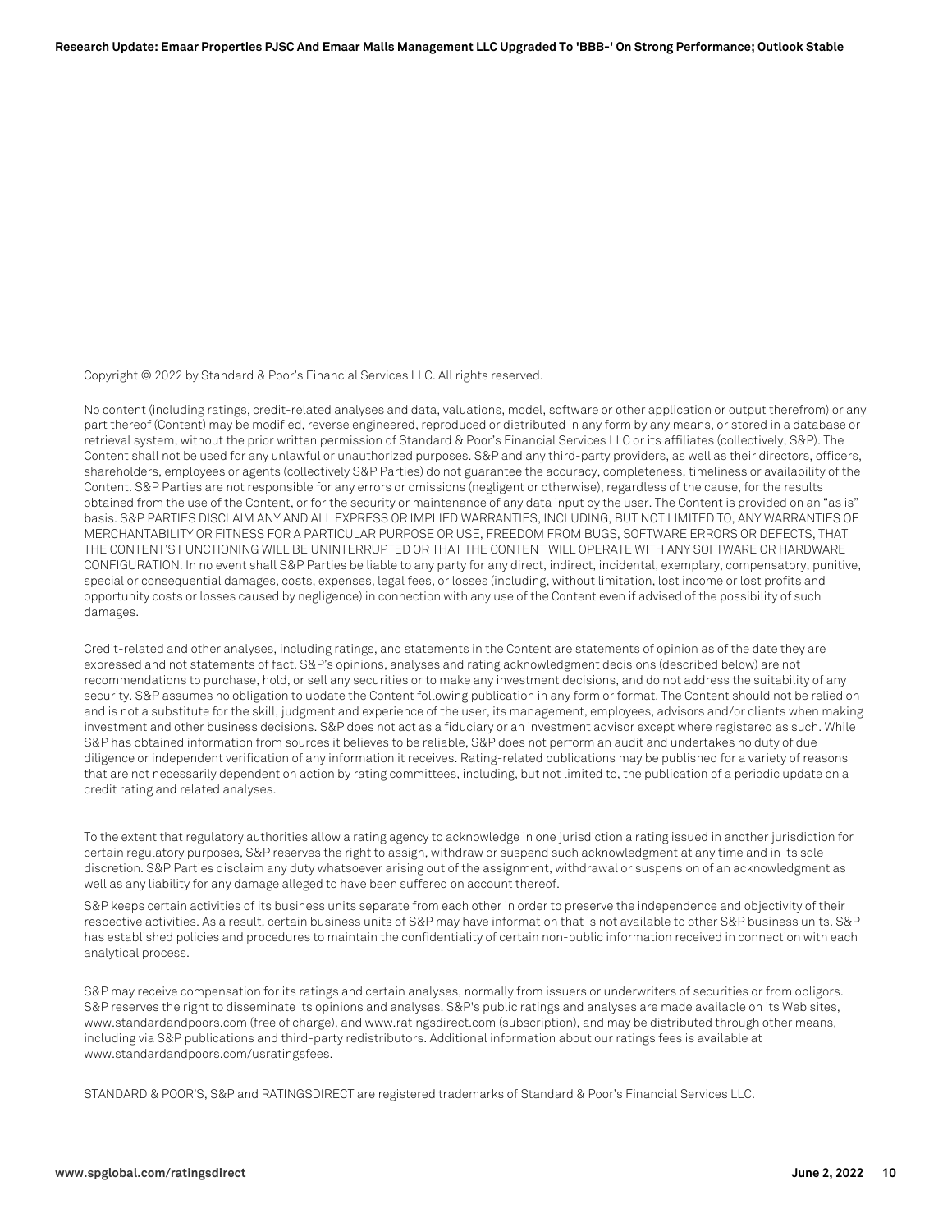Copyright © 2022 by Standard & Poor's Financial Services LLC. All rights reserved.

No content (including ratings, credit-related analyses and data, valuations, model, software or other application or output therefrom) or any part thereof (Content) may be modified, reverse engineered, reproduced or distributed in any form by any means, or stored in a database or retrieval system, without the prior written permission of Standard & Poor's Financial Services LLC or its affiliates (collectively, S&P). The Content shall not be used for any unlawful or unauthorized purposes. S&P and any third-party providers, as well as their directors, officers, shareholders, employees or agents (collectively S&P Parties) do not guarantee the accuracy, completeness, timeliness or availability of the Content. S&P Parties are not responsible for any errors or omissions (negligent or otherwise), regardless of the cause, for the results obtained from the use of the Content, or for the security or maintenance of any data input by the user. The Content is provided on an "as is" basis. S&P PARTIES DISCLAIM ANY AND ALL EXPRESS OR IMPLIED WARRANTIES, INCLUDING, BUT NOT LIMITED TO, ANY WARRANTIES OF MERCHANTABILITY OR FITNESS FOR A PARTICULAR PURPOSE OR USE, FREEDOM FROM BUGS, SOFTWARE ERRORS OR DEFECTS, THAT THE CONTENT'S FUNCTIONING WILL BE UNINTERRUPTED OR THAT THE CONTENT WILL OPERATE WITH ANY SOFTWARE OR HARDWARE CONFIGURATION. In no event shall S&P Parties be liable to any party for any direct, indirect, incidental, exemplary, compensatory, punitive, special or consequential damages, costs, expenses, legal fees, or losses (including, without limitation, lost income or lost profits and opportunity costs or losses caused by negligence) in connection with any use of the Content even if advised of the possibility of such damages.

Credit-related and other analyses, including ratings, and statements in the Content are statements of opinion as of the date they are expressed and not statements of fact. S&P's opinions, analyses and rating acknowledgment decisions (described below) are not recommendations to purchase, hold, or sell any securities or to make any investment decisions, and do not address the suitability of any security. S&P assumes no obligation to update the Content following publication in any form or format. The Content should not be relied on and is not a substitute for the skill, judgment and experience of the user, its management, employees, advisors and/or clients when making investment and other business decisions. S&P does not act as a fiduciary or an investment advisor except where registered as such. While S&P has obtained information from sources it believes to be reliable, S&P does not perform an audit and undertakes no duty of due diligence or independent verification of any information it receives. Rating-related publications may be published for a variety of reasons that are not necessarily dependent on action by rating committees, including, but not limited to, the publication of a periodic update on a credit rating and related analyses.

To the extent that regulatory authorities allow a rating agency to acknowledge in one jurisdiction a rating issued in another jurisdiction for certain regulatory purposes, S&P reserves the right to assign, withdraw or suspend such acknowledgment at any time and in its sole discretion. S&P Parties disclaim any duty whatsoever arising out of the assignment, withdrawal or suspension of an acknowledgment as well as any liability for any damage alleged to have been suffered on account thereof.

S&P keeps certain activities of its business units separate from each other in order to preserve the independence and objectivity of their respective activities. As a result, certain business units of S&P may have information that is not available to other S&P business units. S&P has established policies and procedures to maintain the confidentiality of certain non-public information received in connection with each analytical process.

S&P may receive compensation for its ratings and certain analyses, normally from issuers or underwriters of securities or from obligors. S&P reserves the right to disseminate its opinions and analyses. S&P's public ratings and analyses are made available on its Web sites, www.standardandpoors.com (free of charge), and www.ratingsdirect.com (subscription), and may be distributed through other means, including via S&P publications and third-party redistributors. Additional information about our ratings fees is available at www.standardandpoors.com/usratingsfees.

STANDARD & POOR'S, S&P and RATINGSDIRECT are registered trademarks of Standard & Poor's Financial Services LLC.